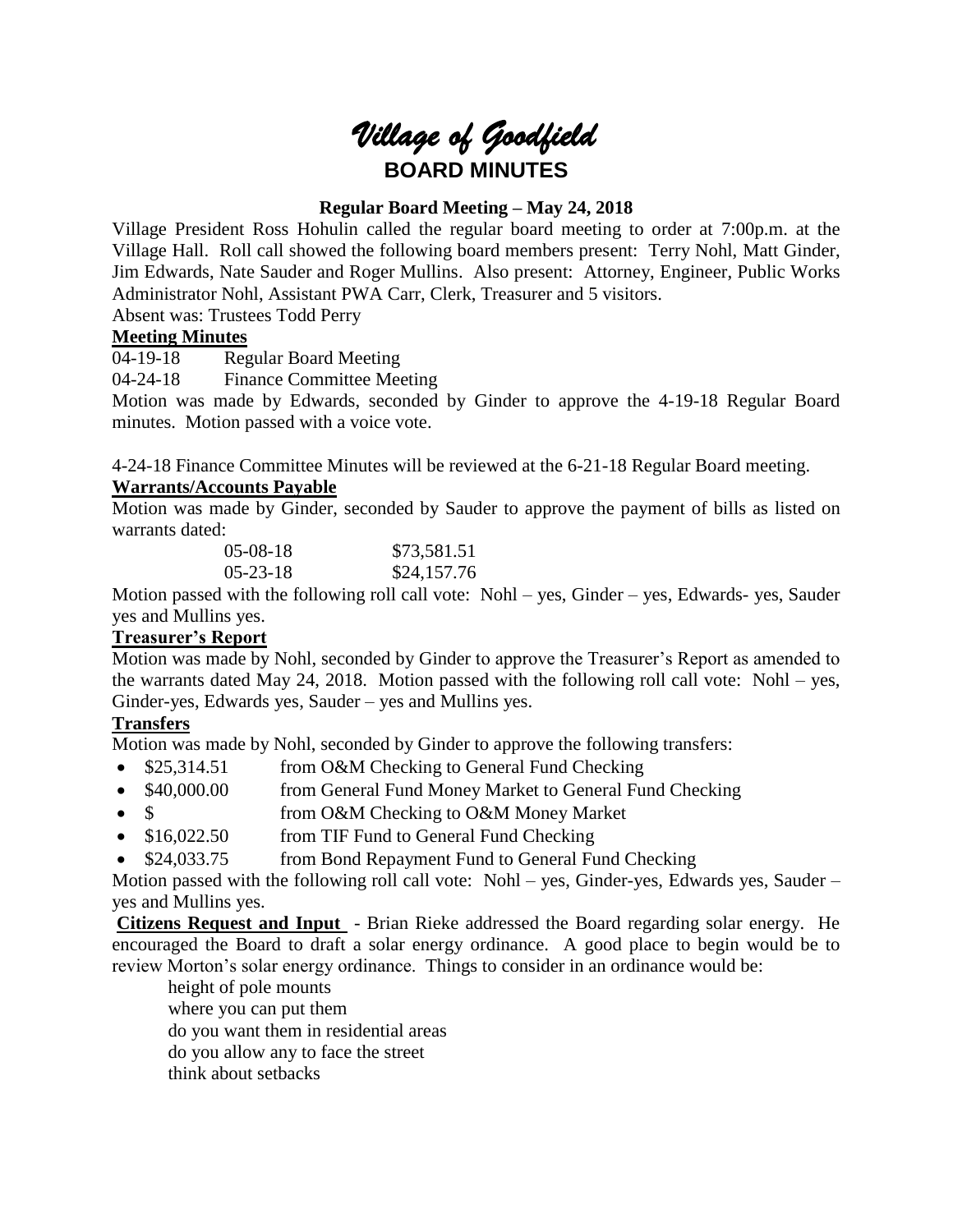# *Village of Goodfield*

## BOARD MINUTES

### Regular Board Meeting – May 24, 2018

Village President Ross Hohulin called the regular board meeting to order at 7:00p.m. at the Village Hall. Roll call showed the following board members present: Terry Nohl, Matt Ginder, Jim Edwards, Nate Sauder and Roger Mullins. Also present: Attorney, Engineer, Public Works Administrator Nohl, Assistant PWA Carr, Clerk, Treasurer and 5 visitors.

Absent was: Trustees Todd Perry

**Meeting Minutes**

04-19-18 Regular Board Meeting

04-24-18 Finance Committee Meeting

Motion was made by Edwards, seconded by Ginder to approve the 4-19-18 Regular Board minutes. Motion passed with a voice vote.

4-24-18 Finance Committee Minutes will be reviewed at the 6-21-18 Regular Board meeting.

**Warrants/Accounts Payable**

Motion was made by Ginder, seconded by Sauder to approve the payment of bills as listed on warrants dated:

| | |
|---|---|
| 05-08-18 | $73,581.51 |
| 05-23-18 | $24,157.76 |

Motion passed with the following roll call vote: Nohl – yes, Ginder – yes, Edwards- yes, Sauder yes and Mullins yes.

**Treasurer's Report**

Motion was made by Nohl, seconded by Ginder to approve the Treasurer's Report as amended to the warrants dated May 24, 2018. Motion passed with the following roll call vote: Nohl – yes, Ginder-yes, Edwards yes, Sauder – yes and Mullins yes.

**Transfers**

Motion was made by Nohl, seconded by Ginder to approve the following transfers:

- $25,314.51 from O&M Checking to General Fund Checking
- $40,000.00 from General Fund Money Market to General Fund Checking
- $ from O&M Checking to O&M Money Market
- $16,022.50 from TIF Fund to General Fund Checking
- $24,033.75 from Bond Repayment Fund to General Fund Checking

Motion passed with the following roll call vote: Nohl – yes, Ginder-yes, Edwards yes, Sauder – yes and Mullins yes.

**Citizens Request and Input** - Brian Rieke addressed the Board regarding solar energy. He encouraged the Board to draft a solar energy ordinance. A good place to begin would be to review Morton's solar energy ordinance. Things to consider in an ordinance would be:

height of pole mounts
where you can put them
do you want them in residential areas
do you allow any to face the street
think about setbacks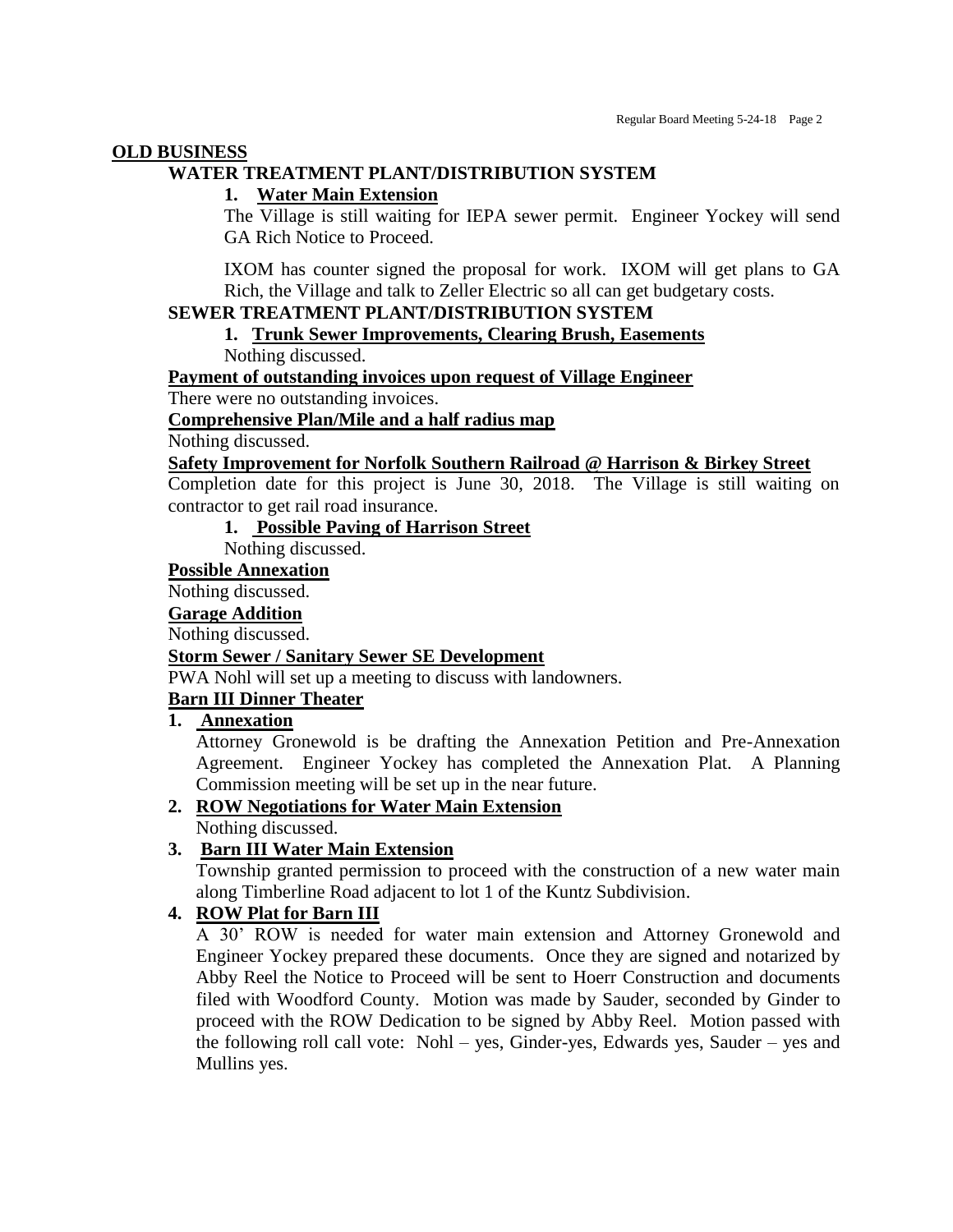## OLD BUSINESS

### WATER TREATMENT PLANT/DISTRIBUTION SYSTEM

1. **Water Main Extension**

   The Village is still waiting for IEPA sewer permit. Engineer Yockey will send GA Rich Notice to Proceed.

   IXOM has counter signed the proposal for work. IXOM will get plans to GA Rich, the Village and talk to Zeller Electric so all can get budgetary costs.

### SEWER TREATMENT PLANT/DISTRIBUTION SYSTEM

1. **Trunk Sewer Improvements, Clearing Brush, Easements**

   Nothing discussed.

**Payment of outstanding invoices upon request of Village Engineer**

There were no outstanding invoices.

**Comprehensive Plan/Mile and a half radius map**

Nothing discussed.

**Safety Improvement for Norfolk Southern Railroad @ Harrison & Birkey Street**

Completion date for this project is June 30, 2018. The Village is still waiting on contractor to get rail road insurance.

1. **Possible Paving of Harrison Street**

   Nothing discussed.

**Possible Annexation**

Nothing discussed.

**Garage Addition**

Nothing discussed.

**Storm Sewer / Sanitary Sewer SE Development**

PWA Nohl will set up a meeting to discuss with landowners.

**Barn III Dinner Theater**

1. **Annexation**

   Attorney Gronewold is be drafting the Annexation Petition and Pre-Annexation Agreement. Engineer Yockey has completed the Annexation Plat. A Planning Commission meeting will be set up in the near future.

2. **ROW Negotiations for Water Main Extension**

   Nothing discussed.

3. **Barn III Water Main Extension**

   Township granted permission to proceed with the construction of a new water main along Timberline Road adjacent to lot 1 of the Kuntz Subdivision.

4. **ROW Plat for Barn III**

   A 30' ROW is needed for water main extension and Attorney Gronewold and Engineer Yockey prepared these documents. Once they are signed and notarized by Abby Reel the Notice to Proceed will be sent to Hoerr Construction and documents filed with Woodford County. Motion was made by Sauder, seconded by Ginder to proceed with the ROW Dedication to be signed by Abby Reel. Motion passed with the following roll call vote: Nohl – yes, Ginder-yes, Edwards yes, Sauder – yes and Mullins yes.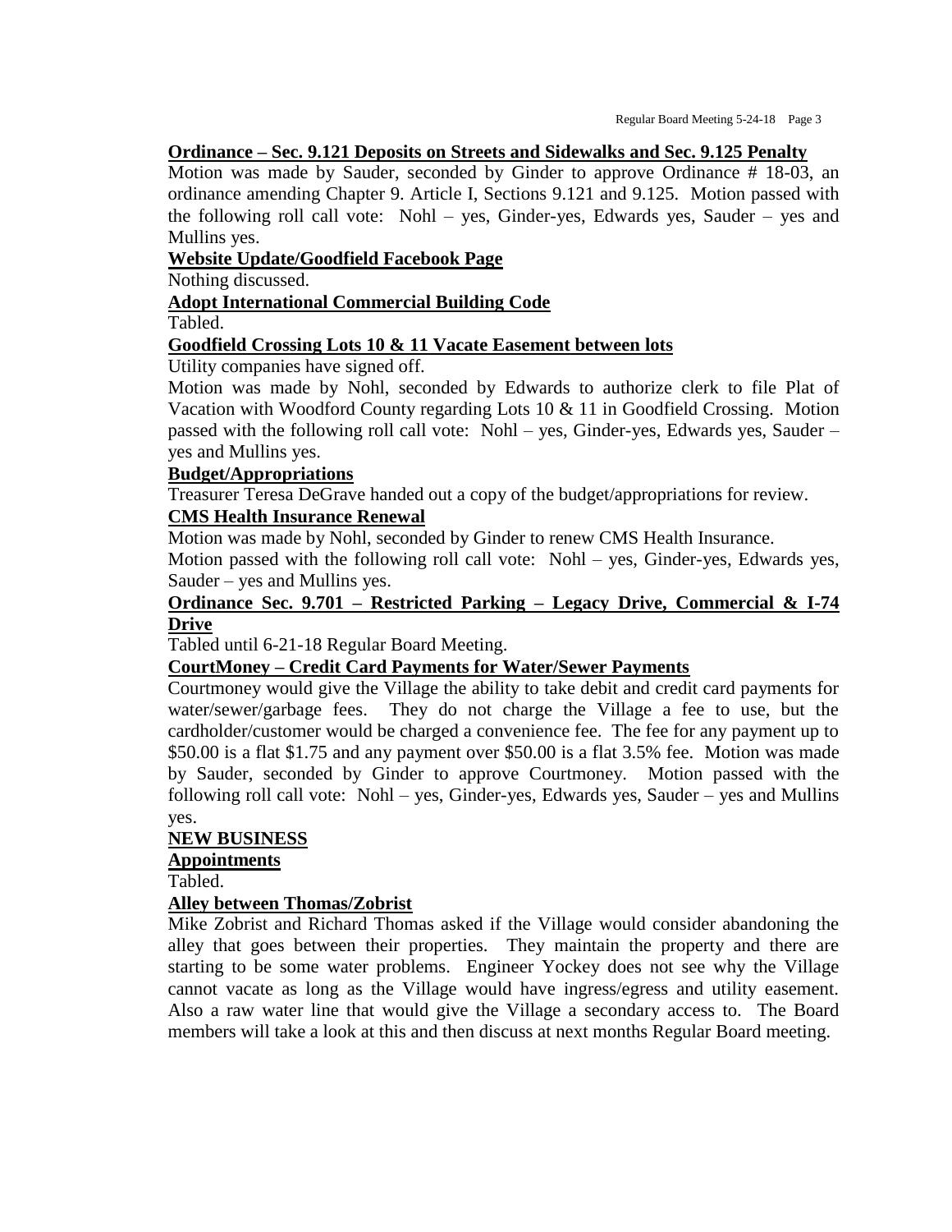**Ordinance – Sec. 9.121 Deposits on Streets and Sidewalks and Sec. 9.125 Penalty**

Motion was made by Sauder, seconded by Ginder to approve Ordinance # 18-03, an ordinance amending Chapter 9. Article I, Sections 9.121 and 9.125. Motion passed with the following roll call vote: Nohl – yes, Ginder-yes, Edwards yes, Sauder – yes and Mullins yes.

**Website Update/Goodfield Facebook Page**

Nothing discussed.

**Adopt International Commercial Building Code**

Tabled.

**Goodfield Crossing Lots 10 & 11 Vacate Easement between lots**

Utility companies have signed off.

Motion was made by Nohl, seconded by Edwards to authorize clerk to file Plat of Vacation with Woodford County regarding Lots 10 & 11 in Goodfield Crossing. Motion passed with the following roll call vote: Nohl – yes, Ginder-yes, Edwards yes, Sauder – yes and Mullins yes.

**Budget/Appropriations**

Treasurer Teresa DeGrave handed out a copy of the budget/appropriations for review.

**CMS Health Insurance Renewal**

Motion was made by Nohl, seconded by Ginder to renew CMS Health Insurance.

Motion passed with the following roll call vote: Nohl – yes, Ginder-yes, Edwards yes, Sauder – yes and Mullins yes.

**Ordinance Sec. 9.701 – Restricted Parking – Legacy Drive, Commercial & I-74 Drive**

Tabled until 6-21-18 Regular Board Meeting.

**CourtMoney – Credit Card Payments for Water/Sewer Payments**

Courtmoney would give the Village the ability to take debit and credit card payments for water/sewer/garbage fees. They do not charge the Village a fee to use, but the cardholder/customer would be charged a convenience fee. The fee for any payment up to $50.00 is a flat $1.75 and any payment over $50.00 is a flat 3.5% fee. Motion was made by Sauder, seconded by Ginder to approve Courtmoney. Motion passed with the following roll call vote: Nohl – yes, Ginder-yes, Edwards yes, Sauder – yes and Mullins yes.

**NEW BUSINESS**

**Appointments**

Tabled.

**Alley between Thomas/Zobrist**

Mike Zobrist and Richard Thomas asked if the Village would consider abandoning the alley that goes between their properties. They maintain the property and there are starting to be some water problems. Engineer Yockey does not see why the Village cannot vacate as long as the Village would have ingress/egress and utility easement. Also a raw water line that would give the Village a secondary access to. The Board members will take a look at this and then discuss at next months Regular Board meeting.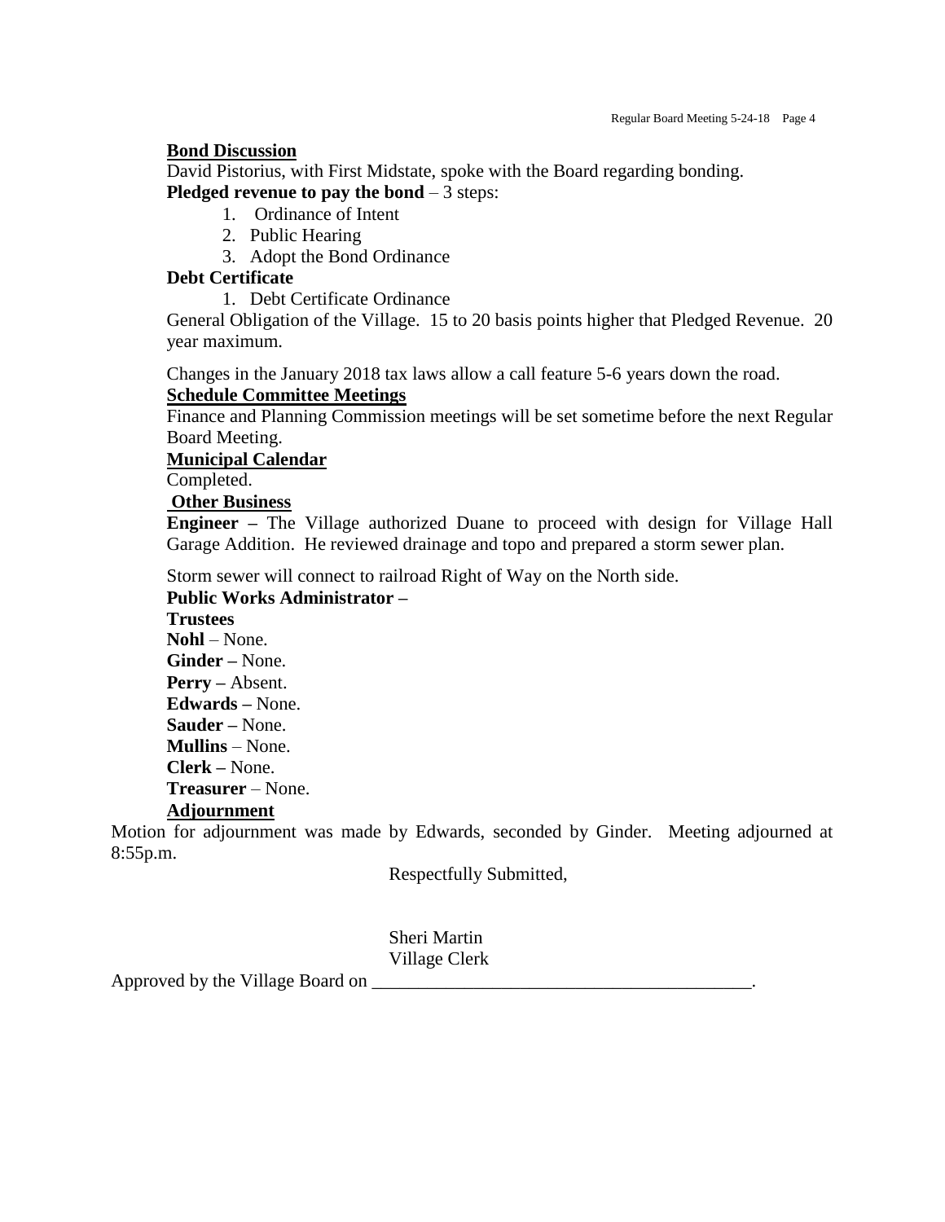**Bond Discussion**

David Pistorius, with First Midstate, spoke with the Board regarding bonding.

**Pledged revenue to pay the bond** – 3 steps:

1. Ordinance of Intent
2. Public Hearing
3. Adopt the Bond Ordinance

**Debt Certificate**

1. Debt Certificate Ordinance

General Obligation of the Village. 15 to 20 basis points higher that Pledged Revenue. 20 year maximum.

Changes in the January 2018 tax laws allow a call feature 5-6 years down the road.

**Schedule Committee Meetings**

Finance and Planning Commission meetings will be set sometime before the next Regular Board Meeting.

**Municipal Calendar**

Completed.

**Other Business**

**Engineer –** The Village authorized Duane to proceed with design for Village Hall Garage Addition. He reviewed drainage and topo and prepared a storm sewer plan.

Storm sewer will connect to railroad Right of Way on the North side.

**Public Works Administrator –**

**Trustees**

**Nohl** – None.

**Ginder –** None.

**Perry –** Absent.

**Edwards –** None.

**Sauder –** None.

**Mullins** – None.

**Clerk –** None.

**Treasurer** – None.

**Adjournment**

Motion for adjournment was made by Edwards, seconded by Ginder. Meeting adjourned at 8:55p.m.

Respectfully Submitted,

Sheri Martin
Village Clerk

Approved by the Village Board on \_\_\_\_\_\_\_\_\_\_\_\_\_\_\_\_\_\_\_\_\_\_\_\_\_\_\_\_\_\_\_\_\_\_\_\_\_\_\_\_\_\_.